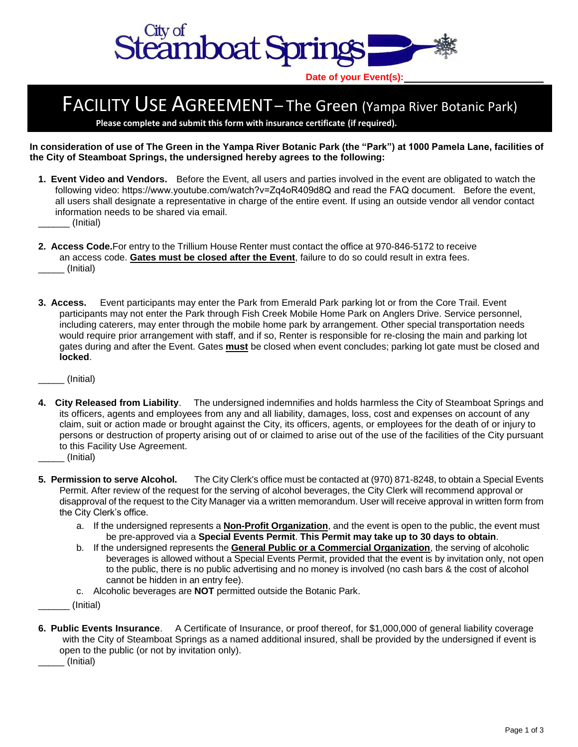City of Steamboat Springs

**Date of your Event(s):** ______________________

# FACILITY USE AGREEMENT – The Green (Yampa River Botanic Park)

**Please complete and submit this form with insurance certificate (if required).**

**In consideration of use of The Green in the Yampa River Botanic Park (the "Park") at 1000 Pamela Lane, facilities of the City of Steamboat Springs, the undersigned hereby agrees to the following:**

1. **Event Video and Vendors.** Before the Event, all users and parties involved in the event are obligated to watch the following video: https://www.youtube.com/watch?v=Zq4oR409d8Q and read the FAQ document. Before the event, all users shall designate a representative in charge of the entire event. If using an outside vendor all vendor contact information needs to be shared via email.

______ (Initial)

2. **Access Code.** For entry to the Trillium House Renter must contact the office at 970-846-5172 to receive an access code. **Gates must be closed after the Event**, failure to do so could result in extra fees.

_____ (Initial)

3. **Access.** Event participants may enter the Park from Emerald Park parking lot or from the Core Trail. Event participants may not enter the Park through Fish Creek Mobile Home Park on Anglers Drive. Service personnel, including caterers, may enter through the mobile home park by arrangement. Other special transportation needs would require prior arrangement with staff, and if so, Renter is responsible for re-closing the main and parking lot gates during and after the Event. Gates **must** be closed when event concludes; parking lot gate must be closed and **locked**.

_____ (Initial)

4. **City Released from Liability**. The undersigned indemnifies and holds harmless the City of Steamboat Springs and its officers, agents and employees from any and all liability, damages, loss, cost and expenses on account of any claim, suit or action made or brought against the City, its officers, agents, or employees for the death of or injury to persons or destruction of property arising out of or claimed to arise out of the use of the facilities of the City pursuant to this Facility Use Agreement.

_____ (Initial)

5. **Permission to serve Alcohol.** The City Clerk's office must be contacted at (970) 871-8248, to obtain a Special Events Permit. After review of the request for the serving of alcohol beverages, the City Clerk will recommend approval or disapproval of the request to the City Manager via a written memorandum. User will receive approval in written form from the City Clerk's office.
   a. If the undersigned represents a **Non-Profit Organization**, and the event is open to the public, the event must be pre-approved via a **Special Events Permit**. **This Permit may take up to 30 days to obtain**.
   b. If the undersigned represents the **General Public or a Commercial Organization**, the serving of alcoholic beverages is allowed without a Special Events Permit, provided that the event is by invitation only, not open to the public, there is no public advertising and no money is involved (no cash bars & the cost of alcohol cannot be hidden in an entry fee).
   c. Alcoholic beverages are **NOT** permitted outside the Botanic Park.

______ (Initial)

6. **Public Events Insurance**. A Certificate of Insurance, or proof thereof, for $1,000,000 of general liability coverage with the City of Steamboat Springs as a named additional insured, shall be provided by the undersigned if event is open to the public (or not by invitation only).

_____ (Initial)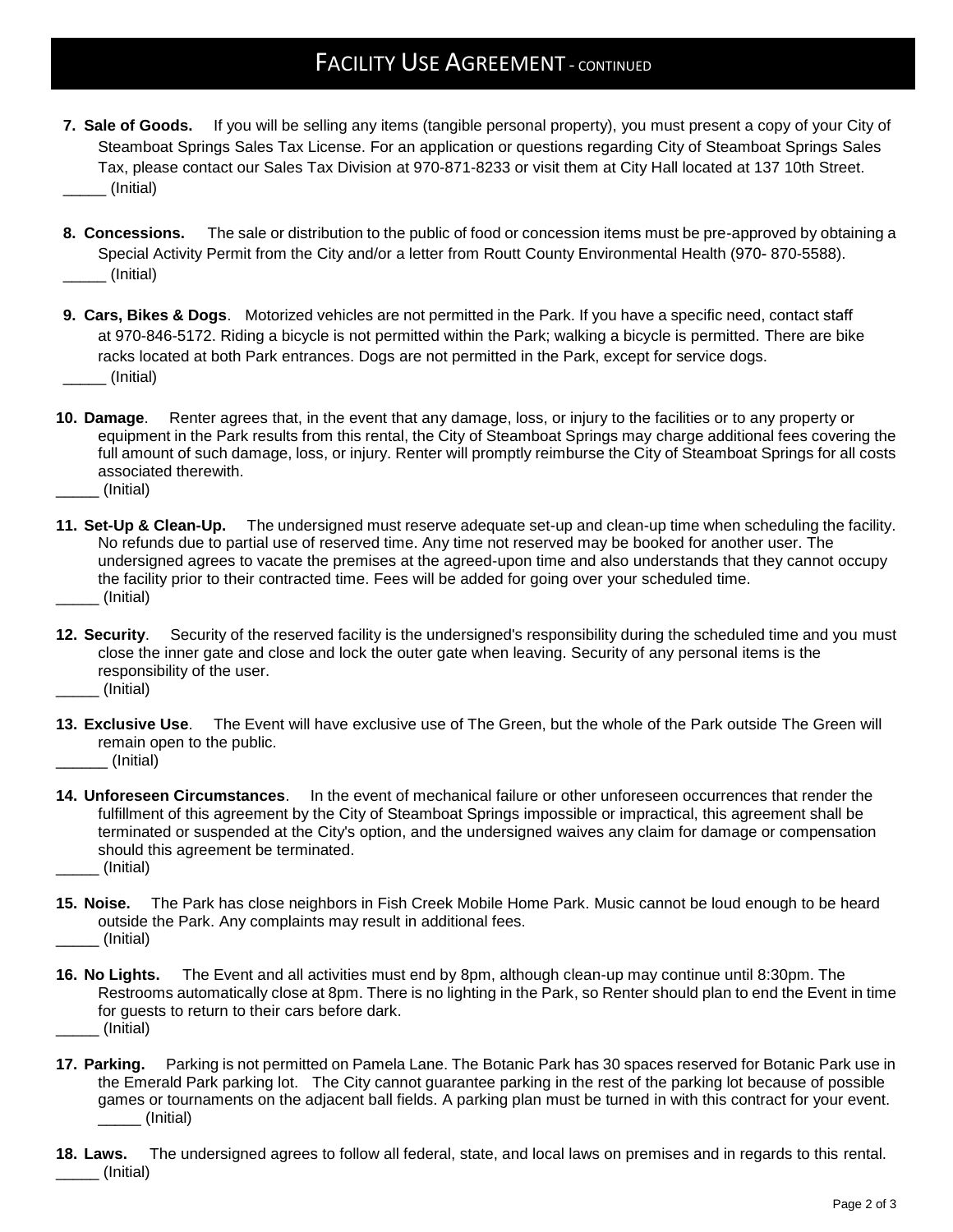# FACILITY USE AGREEMENT - CONTINUED

7. **Sale of Goods.** If you will be selling any items (tangible personal property), you must present a copy of your City of Steamboat Springs Sales Tax License. For an application or questions regarding City of Steamboat Springs Sales Tax, please contact our Sales Tax Division at 970-871-8233 or visit them at City Hall located at 137 10th Street.
_____ (Initial)

8. **Concessions.** The sale or distribution to the public of food or concession items must be pre-approved by obtaining a Special Activity Permit from the City and/or a letter from Routt County Environmental Health (970- 870-5588).
_____ (Initial)

9. **Cars, Bikes & Dogs**. Motorized vehicles are not permitted in the Park. If you have a specific need, contact staff at 970-846-5172. Riding a bicycle is not permitted within the Park; walking a bicycle is permitted. There are bike racks located at both Park entrances. Dogs are not permitted in the Park, except for service dogs.
_____ (Initial)

10. **Damage**. Renter agrees that, in the event that any damage, loss, or injury to the facilities or to any property or equipment in the Park results from this rental, the City of Steamboat Springs may charge additional fees covering the full amount of such damage, loss, or injury. Renter will promptly reimburse the City of Steamboat Springs for all costs associated therewith.
_____ (Initial)

11. **Set-Up & Clean-Up.** The undersigned must reserve adequate set-up and clean-up time when scheduling the facility. No refunds due to partial use of reserved time. Any time not reserved may be booked for another user. The undersigned agrees to vacate the premises at the agreed-upon time and also understands that they cannot occupy the facility prior to their contracted time. Fees will be added for going over your scheduled time.
_____ (Initial)

12. **Security**. Security of the reserved facility is the undersigned's responsibility during the scheduled time and you must close the inner gate and close and lock the outer gate when leaving. Security of any personal items is the responsibility of the user.
_____ (Initial)

13. **Exclusive Use**. The Event will have exclusive use of The Green, but the whole of the Park outside The Green will remain open to the public.
______ (Initial)

14. **Unforeseen Circumstances**. In the event of mechanical failure or other unforeseen occurrences that render the fulfillment of this agreement by the City of Steamboat Springs impossible or impractical, this agreement shall be terminated or suspended at the City's option, and the undersigned waives any claim for damage or compensation should this agreement be terminated.
_____ (Initial)

15. **Noise.** The Park has close neighbors in Fish Creek Mobile Home Park. Music cannot be loud enough to be heard outside the Park. Any complaints may result in additional fees.
_____ (Initial)

16. **No Lights.** The Event and all activities must end by 8pm, although clean-up may continue until 8:30pm. The Restrooms automatically close at 8pm. There is no lighting in the Park, so Renter should plan to end the Event in time for guests to return to their cars before dark.
_____ (Initial)

17. **Parking.** Parking is not permitted on Pamela Lane. The Botanic Park has 30 spaces reserved for Botanic Park use in the Emerald Park parking lot. The City cannot guarantee parking in the rest of the parking lot because of possible games or tournaments on the adjacent ball fields. A parking plan must be turned in with this contract for your event.
_____ (Initial)

18. **Laws.** The undersigned agrees to follow all federal, state, and local laws on premises and in regards to this rental.
_____ (Initial)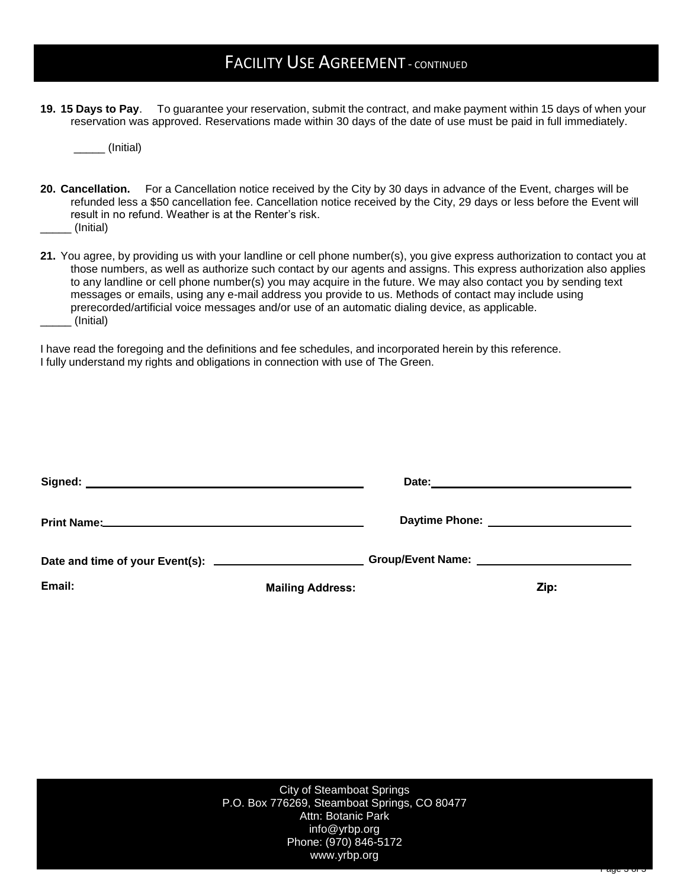# FACILITY USE AGREEMENT - CONTINUED

**19. 15 Days to Pay**. To guarantee your reservation, submit the contract, and make payment within 15 days of when your reservation was approved. Reservations made within 30 days of the date of use must be paid in full immediately.

_____ (Initial)

**20. Cancellation.** For a Cancellation notice received by the City by 30 days in advance of the Event, charges will be refunded less a $50 cancellation fee. Cancellation notice received by the City, 29 days or less before the Event will result in no refund. Weather is at the Renter's risk.

_____ (Initial)

**21.** You agree, by providing us with your landline or cell phone number(s), you give express authorization to contact you at those numbers, as well as authorize such contact by our agents and assigns. This express authorization also applies to any landline or cell phone number(s) you may acquire in the future. We may also contact you by sending text messages or emails, using any e-mail address you provide to us. Methods of contact may include using prerecorded/artificial voice messages and/or use of an automatic dialing device, as applicable.

_____ (Initial)

I have read the foregoing and the definitions and fee schedules, and incorporated herein by this reference.
I fully understand my rights and obligations in connection with use of The Green.

**Signed:** ______________________________ **Date:** ______________________________

**Print Name:** ______________________________ **Daytime Phone:** ______________________________

**Date and time of your Event(s):** ______________________________ **Group/Event Name:** ______________________________

**Email:** **Mailing Address:** **Zip:**

City of Steamboat Springs
P.O. Box 776269, Steamboat Springs, CO 80477
Attn: Botanic Park
info@yrbp.org
Phone: (970) 846-5172
www.yrbp.org